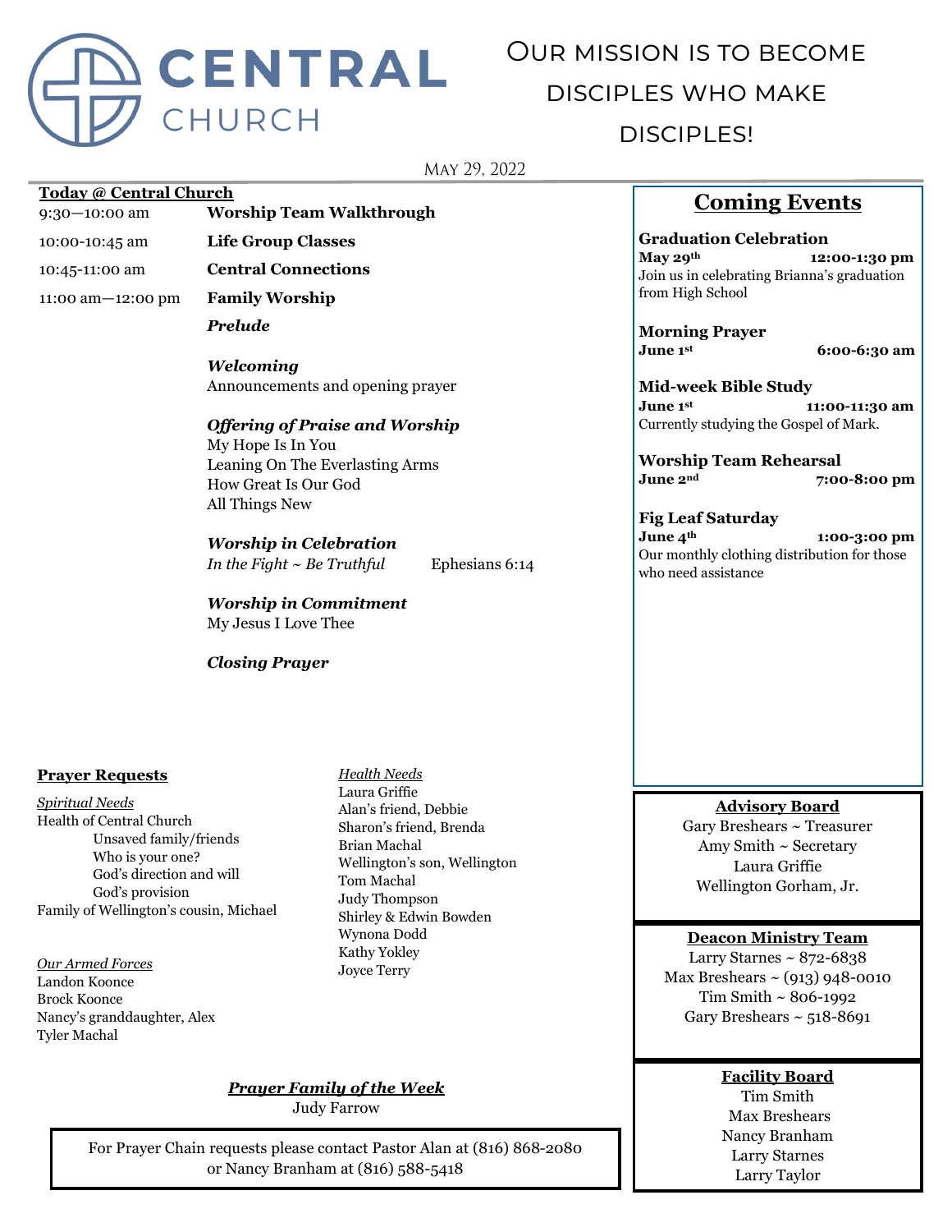# CENTRAL CHURCH

Our mission is to become disciples who make disciples!

May 29, 2022

**Today @ Central Church**

| | |
|---|---|
| 9:30—10:00 am | **Worship Team Walkthrough** |
| 10:00-10:45 am | **Life Group Classes** |
| 10:45-11:00 am | **Central Connections** |
| 11:00 am—12:00 pm | **Family Worship** |

***Prelude***

***Welcoming***
Announcements and opening prayer

***Offering of Praise and Worship***
My Hope Is In You
Leaning On The Everlasting Arms
How Great Is Our God
All Things New

***Worship in Celebration***
*In the Fight ~ Be Truthful* Ephesians 6:14

***Worship in Commitment***
My Jesus I Love Thee

***Closing Prayer***

## Coming Events

**Graduation Celebration**
**May 29th 12:00-1:30 pm**
Join us in celebrating Brianna's graduation from High School

**Morning Prayer**
**June 1st 6:00-6:30 am**

**Mid-week Bible Study**
**June 1st 11:00-11:30 am**
Currently studying the Gospel of Mark.

**Worship Team Rehearsal**
**June 2nd 7:00-8:00 pm**

**Fig Leaf Saturday**
**June 4th 1:00-3:00 pm**
Our monthly clothing distribution for those who need assistance

**Prayer Requests**

*Spiritual Needs*
Health of Central Church
- Unsaved family/friends
- Who is your one?
- God's direction and will
- God's provision

Family of Wellington's cousin, Michael

*Our Armed Forces*
Landon Koonce
Brock Koonce
Nancy's granddaughter, Alex
Tyler Machal

*Health Needs*
Laura Griffie
Alan's friend, Debbie
Sharon's friend, Brenda
Brian Machal
Wellington's son, Wellington
Tom Machal
Judy Thompson
Shirley & Edwin Bowden
Wynona Dodd
Kathy Yokley
Joyce Terry

***Prayer Family of the Week***
Judy Farrow

For Prayer Chain requests please contact Pastor Alan at (816) 868-2080 or Nancy Branham at (816) 588-5418

**Advisory Board**
Gary Breshears ~ Treasurer
Amy Smith ~ Secretary
Laura Griffie
Wellington Gorham, Jr.

**Deacon Ministry Team**
Larry Starnes ~ 872-6838
Max Breshears ~ (913) 948-0010
Tim Smith ~ 806-1992
Gary Breshears ~ 518-8691

**Facility Board**
Tim Smith
Max Breshears
Nancy Branham
Larry Starnes
Larry Taylor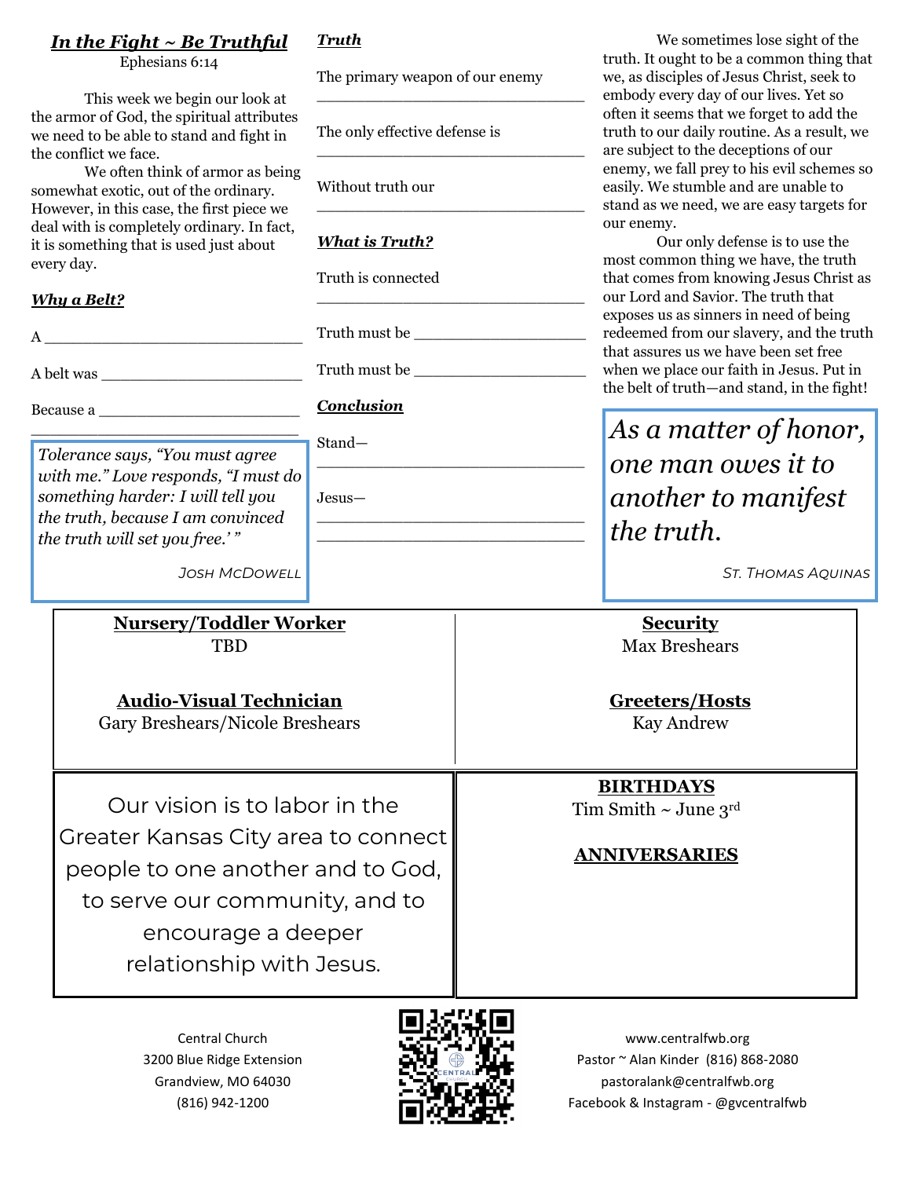## *In the Fight ~ Be Truthful*

Ephesians 6:14

This week we begin our look at the armor of God, the spiritual attributes we need to be able to stand and fight in the conflict we face.

We often think of armor as being somewhat exotic, out of the ordinary. However, in this case, the first piece we deal with is completely ordinary. In fact, it is something that is used just about every day.

### *Why a Belt?*

A ______________________________

A belt was ______________________

Because a ______________________

______________________________

> *Tolerance says, "You must agree with me." Love responds, "I must do something harder: I will tell you the truth, because I am convinced the truth will set you free.'"*
>
> JOSH MCDOWELL

### *Truth*

The primary weapon of our enemy

______________________________

The only effective defense is

______________________________

Without truth our

______________________________

### *What is Truth?*

Truth is connected

______________________________

Truth must be __________________

Truth must be __________________

### *Conclusion*

Stand—

______________________________

Jesus—

______________________________

______________________________

We sometimes lose sight of the truth. It ought to be a common thing that we, as disciples of Jesus Christ, seek to embody every day of our lives. Yet so often it seems that we forget to add the truth to our daily routine. As a result, we are subject to the deceptions of our enemy, we fall prey to his evil schemes so easily. We stumble and are unable to stand as we need, we are easy targets for our enemy.

Our only defense is to use the most common thing we have, the truth that comes from knowing Jesus Christ as our Lord and Savior. The truth that exposes us as sinners in need of being redeemed from our slavery, and the truth that assures us we have been set free when we place our faith in Jesus. Put in the belt of truth—and stand, in the fight!

> *As a matter of honor, one man owes it to another to manifest the truth.*
>
> ST. THOMAS AQUINAS

**Nursery/Toddler Worker**
TBD

**Audio-Visual Technician**
Gary Breshears/Nicole Breshears

**Security**
Max Breshears

**Greeters/Hosts**
Kay Andrew

Our vision is to labor in the Greater Kansas City area to connect people to one another and to God, to serve our community, and to encourage a deeper relationship with Jesus.

**BIRTHDAYS**
Tim Smith ~ June 3rd

**ANNIVERSARIES**

Central Church
3200 Blue Ridge Extension
Grandview, MO 64030
(816) 942-1200

www.centralfwb.org
Pastor ~ Alan Kinder (816) 868-2080
pastoralank@centralfwb.org
Facebook & Instagram - @gvcentralfwb